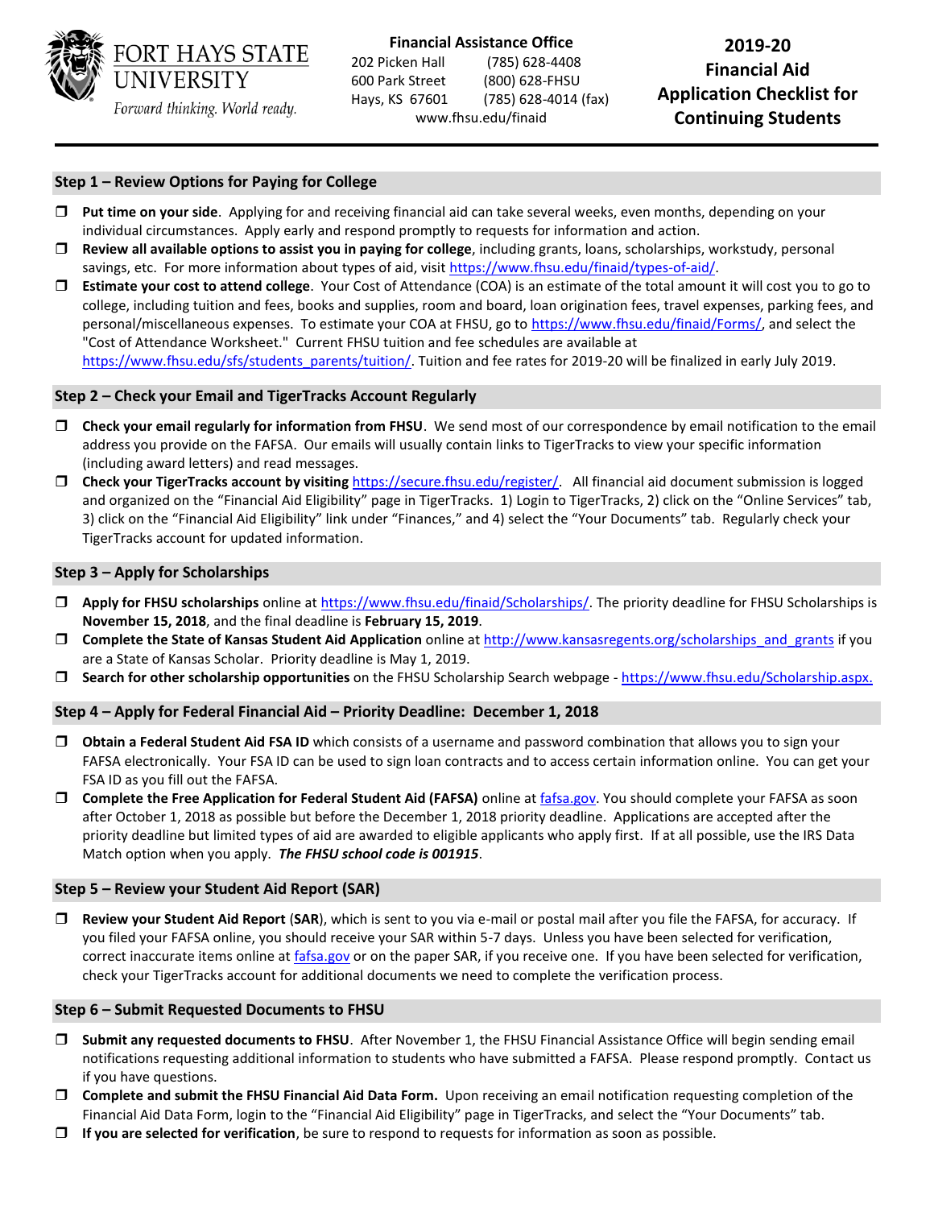FORT HAYS STATE UNIVERSITY

*Forward thinking. World ready.*

**Financial Assistance Office**
202 Picken Hall (785) 628-4408
600 Park Street (800) 628-FHSU
Hays, KS 67601 (785) 628-4014 (fax)
www.fhsu.edu/finaid

# 2019-20 Financial Aid Application Checklist for Continuing Students

## Step 1 – Review Options for Paying for College

- ❒ **Put time on your side**. Applying for and receiving financial aid can take several weeks, even months, depending on your individual circumstances. Apply early and respond promptly to requests for information and action.
- ❒ **Review all available options to assist you in paying for college**, including grants, loans, scholarships, workstudy, personal savings, etc. For more information about types of aid, visit https://www.fhsu.edu/finaid/types-of-aid/.
- ❒ **Estimate your cost to attend college**. Your Cost of Attendance (COA) is an estimate of the total amount it will cost you to go to college, including tuition and fees, books and supplies, room and board, loan origination fees, travel expenses, parking fees, and personal/miscellaneous expenses. To estimate your COA at FHSU, go to https://www.fhsu.edu/finaid/Forms/, and select the "Cost of Attendance Worksheet." Current FHSU tuition and fee schedules are available at https://www.fhsu.edu/sfs/students_parents/tuition/. Tuition and fee rates for 2019-20 will be finalized in early July 2019.

## Step 2 – Check your Email and TigerTracks Account Regularly

- ❒ **Check your email regularly for information from FHSU**. We send most of our correspondence by email notification to the email address you provide on the FAFSA. Our emails will usually contain links to TigerTracks to view your specific information (including award letters) and read messages.
- ❒ **Check your TigerTracks account by visiting** https://secure.fhsu.edu/register/. All financial aid document submission is logged and organized on the "Financial Aid Eligibility" page in TigerTracks. 1) Login to TigerTracks, 2) click on the "Online Services" tab, 3) click on the "Financial Aid Eligibility" link under "Finances," and 4) select the "Your Documents" tab. Regularly check your TigerTracks account for updated information.

## Step 3 – Apply for Scholarships

- ❒ **Apply for FHSU scholarships** online at https://www.fhsu.edu/finaid/Scholarships/. The priority deadline for FHSU Scholarships is **November 15, 2018**, and the final deadline is **February 15, 2019**.
- ❒ **Complete the State of Kansas Student Aid Application** online at http://www.kansasregents.org/scholarships_and_grants if you are a State of Kansas Scholar. Priority deadline is May 1, 2019.
- ❒ **Search for other scholarship opportunities** on the FHSU Scholarship Search webpage - https://www.fhsu.edu/Scholarship.aspx.

## Step 4 – Apply for Federal Financial Aid – Priority Deadline: December 1, 2018

- ❒ **Obtain a Federal Student Aid FSA ID** which consists of a username and password combination that allows you to sign your FAFSA electronically. Your FSA ID can be used to sign loan contracts and to access certain information online. You can get your FSA ID as you fill out the FAFSA.
- ❒ **Complete the Free Application for Federal Student Aid (FAFSA)** online at fafsa.gov. You should complete your FAFSA as soon after October 1, 2018 as possible but before the December 1, 2018 priority deadline. Applications are accepted after the priority deadline but limited types of aid are awarded to eligible applicants who apply first. If at all possible, use the IRS Data Match option when you apply. ***The FHSU school code is 001915***.

## Step 5 – Review your Student Aid Report (SAR)

- ❒ **Review your Student Aid Report** (**SAR**), which is sent to you via e-mail or postal mail after you file the FAFSA, for accuracy. If you filed your FAFSA online, you should receive your SAR within 5-7 days. Unless you have been selected for verification, correct inaccurate items online at fafsa.gov or on the paper SAR, if you receive one. If you have been selected for verification, check your TigerTracks account for additional documents we need to complete the verification process.

## Step 6 – Submit Requested Documents to FHSU

- ❒ **Submit any requested documents to FHSU**. After November 1, the FHSU Financial Assistance Office will begin sending email notifications requesting additional information to students who have submitted a FAFSA. Please respond promptly. Contact us if you have questions.
- ❒ **Complete and submit the FHSU Financial Aid Data Form.** Upon receiving an email notification requesting completion of the Financial Aid Data Form, login to the "Financial Aid Eligibility" page in TigerTracks, and select the "Your Documents" tab.
- ❒ **If you are selected for verification**, be sure to respond to requests for information as soon as possible.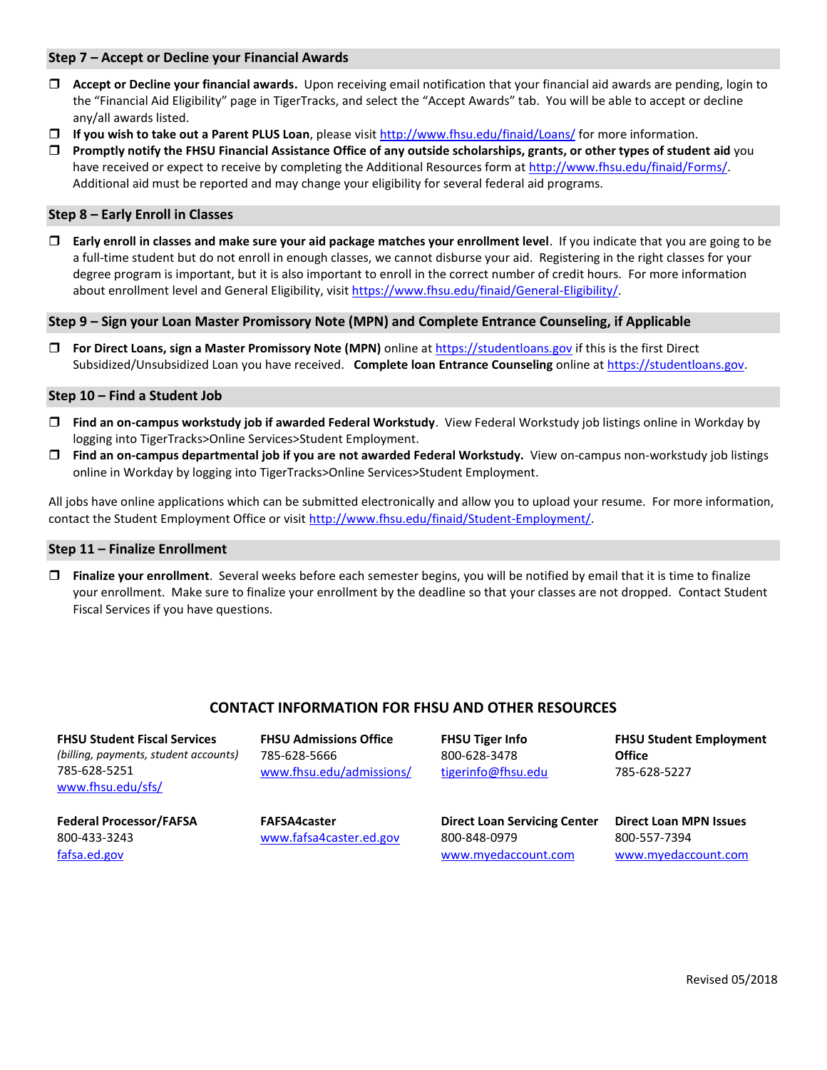## Step 7 – Accept or Decline your Financial Awards

- ☐ **Accept or Decline your financial awards.** Upon receiving email notification that your financial aid awards are pending, login to the "Financial Aid Eligibility" page in TigerTracks, and select the "Accept Awards" tab. You will be able to accept or decline any/all awards listed.
- ☐ **If you wish to take out a Parent PLUS Loan**, please visit http://www.fhsu.edu/finaid/Loans/ for more information.
- ☐ **Promptly notify the FHSU Financial Assistance Office of any outside scholarships, grants, or other types of student aid** you have received or expect to receive by completing the Additional Resources form at http://www.fhsu.edu/finaid/Forms/. Additional aid must be reported and may change your eligibility for several federal aid programs.

## Step 8 – Early Enroll in Classes

- ☐ **Early enroll in classes and make sure your aid package matches your enrollment level**. If you indicate that you are going to be a full-time student but do not enroll in enough classes, we cannot disburse your aid. Registering in the right classes for your degree program is important, but it is also important to enroll in the correct number of credit hours. For more information about enrollment level and General Eligibility, visit https://www.fhsu.edu/finaid/General-Eligibility/.

## Step 9 – Sign your Loan Master Promissory Note (MPN) and Complete Entrance Counseling, if Applicable

- ☐ **For Direct Loans, sign a Master Promissory Note (MPN)** online at https://studentloans.gov if this is the first Direct Subsidized/Unsubsidized Loan you have received. **Complete loan Entrance Counseling** online at https://studentloans.gov.

## Step 10 – Find a Student Job

- ☐ **Find an on-campus workstudy job if awarded Federal Workstudy**. View Federal Workstudy job listings online in Workday by logging into TigerTracks>Online Services>Student Employment.
- ☐ **Find an on-campus departmental job if you are not awarded Federal Workstudy.** View on-campus non-workstudy job listings online in Workday by logging into TigerTracks>Online Services>Student Employment.

All jobs have online applications which can be submitted electronically and allow you to upload your resume. For more information, contact the Student Employment Office or visit http://www.fhsu.edu/finaid/Student-Employment/.

## Step 11 – Finalize Enrollment

- ☐ **Finalize your enrollment**. Several weeks before each semester begins, you will be notified by email that it is time to finalize your enrollment. Make sure to finalize your enrollment by the deadline so that your classes are not dropped. Contact Student Fiscal Services if you have questions.

## CONTACT INFORMATION FOR FHSU AND OTHER RESOURCES

**FHSU Student Fiscal Services**
*(billing, payments, student accounts)*
785-628-5251
www.fhsu.edu/sfs/

**FHSU Admissions Office**
785-628-5666
www.fhsu.edu/admissions/

**FHSU Tiger Info**
800-628-3478
tigerinfo@fhsu.edu

**FHSU Student Employment Office**
785-628-5227

**Federal Processor/FAFSA**
800-433-3243
fafsa.ed.gov

**FAFSA4caster**
www.fafsa4caster.ed.gov

**Direct Loan Servicing Center**
800-848-0979
www.myedaccount.com

**Direct Loan MPN Issues**
800-557-7394
www.myedaccount.com

Revised 05/2018